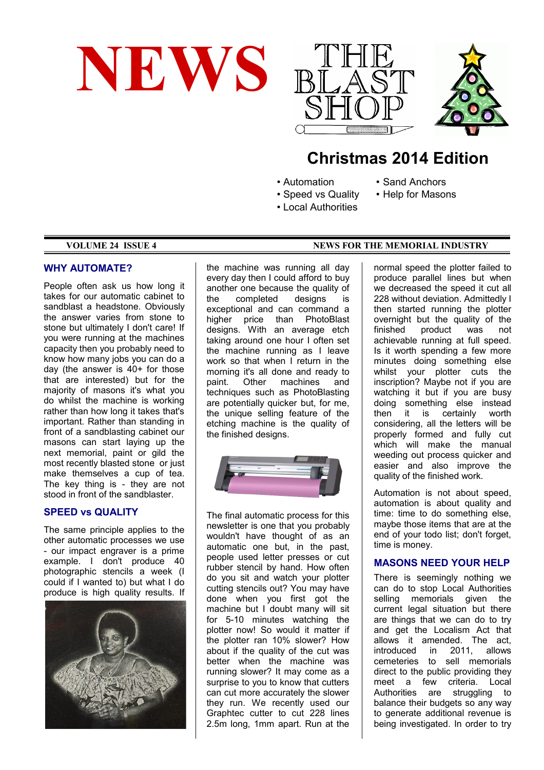# NEWS

# THE BLAST SHOP

## Christmas 2014 Edition

- Automation
- Speed vs Quality
- Local Authorities
- Sand Anchors
- Help for Masons

**VOLUME 24 ISSUE 4** | **NEWS FOR THE MEMORIAL INDUSTRY**

### WHY AUTOMATE?

People often ask us how long it takes for our automatic cabinet to sandblast a headstone. Obviously the answer varies from stone to stone but ultimately I don't care! If you were running at the machines capacity then you probably need to know how many jobs you can do a day (the answer is 40+ for those that are interested) but for the majority of masons it's what you do whilst the machine is working rather than how long it takes that's important. Rather than standing in front of a sandblasting cabinet our masons can start laying up the next memorial, paint or gild the most recently blasted stone or just make themselves a cup of tea. The key thing is - they are not stood in front of the sandblaster.

### SPEED vs QUALITY

The same principle applies to the other automatic processes we use - our impact engraver is a prime example. I don't produce 40 photographic stencils a week (I could if I wanted to) but what I do produce is high quality results. If the machine was running all day every day then I could afford to buy another one because the quality of the completed designs is exceptional and can command a higher price than PhotoBlast designs. With an average etch taking around one hour I often set the machine running as I leave work so that when I return in the morning it's all done and ready to paint. Other machines and techniques such as PhotoBlasting are potentially quicker but, for me, the unique selling feature of the etching machine is the quality of the finished designs.

The final automatic process for this newsletter is one that you probably wouldn't have thought of as an automatic one but, in the past, people used letter presses or cut rubber stencil by hand. How often do you sit and watch your plotter cutting stencils out? You may have done when you first got the machine but I doubt many will sit for 5-10 minutes watching the plotter now! So would it matter if the plotter ran 10% slower? How about if the quality of the cut was better when the machine was running slower? It may come as a surprise to you to know that cutters can cut more accurately the slower they run. We recently used our Graphtec cutter to cut 228 lines 2.5m long, 1mm apart. Run at the normal speed the plotter failed to produce parallel lines but when we decreased the speed it cut all 228 without deviation. Admittedly I then started running the plotter overnight but the quality of the finished product was not achievable running at full speed. Is it worth spending a few more minutes doing something else whilst your plotter cuts the inscription? Maybe not if you are watching it but if you are busy doing something else instead then it is certainly worth considering, all the letters will be properly formed and fully cut which will make the manual weeding out process quicker and easier and also improve the quality of the finished work.

Automation is not about speed, automation is about quality and time: time to do something else, maybe those items that are at the end of your todo list; don't forget, time is money.

### MASONS NEED YOUR HELP

There is seemingly nothing we can do to stop Local Authorities selling memorials given the current legal situation but there are things that we can do to try and get the Localism Act that allows it amended. The act, introduced in 2011, allows cemeteries to sell memorials direct to the public providing they meet a few criteria. Local Authorities are struggling to balance their budgets so any way to generate additional revenue is being investigated. In order to try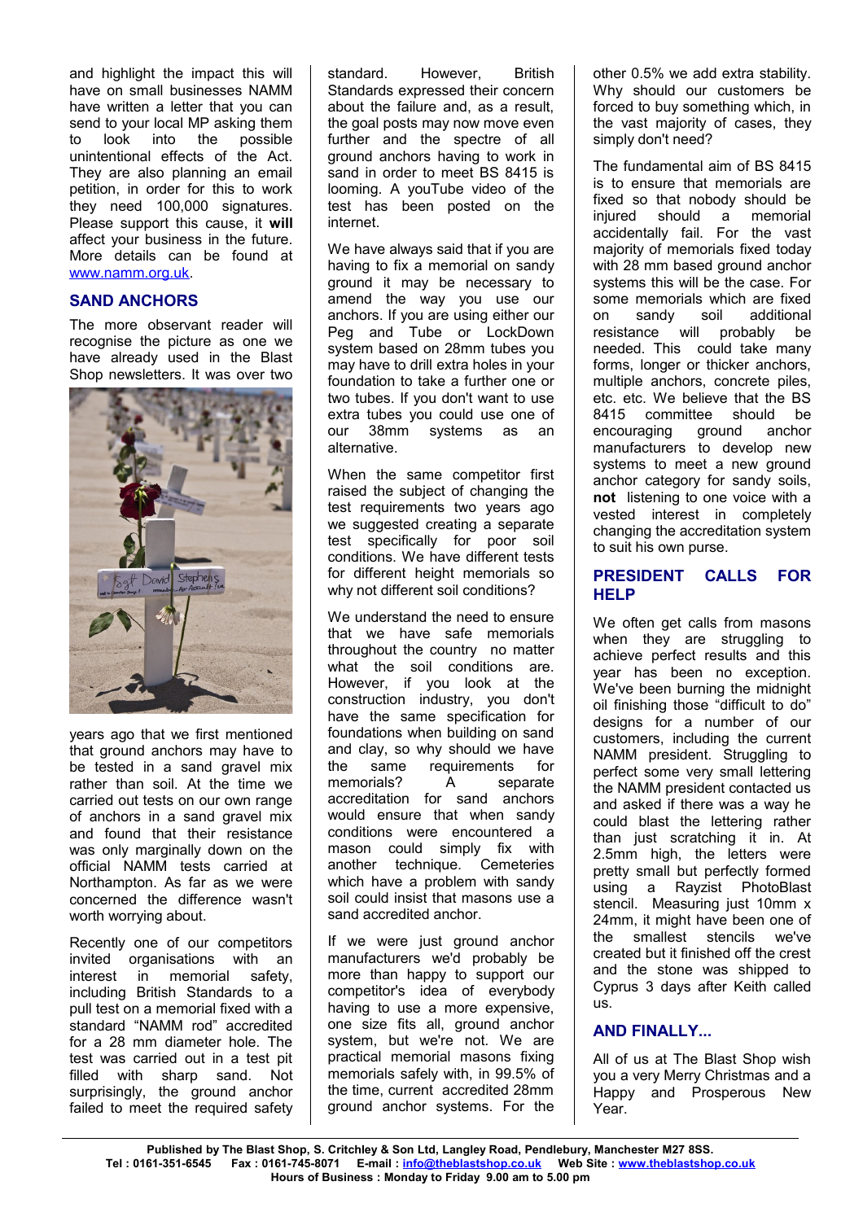and highlight the impact this will have on small businesses NAMM have written a letter that you can send to your local MP asking them to look into the possible unintentional effects of the Act. They are also planning an email petition, in order for this to work they need 100,000 signatures. Please support this cause, it **will** affect your business in the future. More details can be found at [www.namm.org.uk](http://www.namm.org.uk).

## SAND ANCHORS

The more observant reader will recognise the picture as one we have already used in the Blast Shop newsletters. It was over two years ago that we first mentioned that ground anchors may have to be tested in a sand gravel mix rather than soil. At the time we carried out tests on our own range of anchors in a sand gravel mix and found that their resistance was only marginally down on the official NAMM tests carried at Northampton. As far as we were concerned the difference wasn't worth worrying about.

Recently one of our competitors invited organisations with an interest in memorial safety, including British Standards to a pull test on a memorial fixed with a standard "NAMM rod" accredited for a 28 mm diameter hole. The test was carried out in a test pit filled with sharp sand. Not surprisingly, the ground anchor failed to meet the required safety standard. However, British Standards expressed their concern about the failure and, as a result, the goal posts may now move even further and the spectre of all ground anchors having to work in sand in order to meet BS 8415 is looming. A youTube video of the test has been posted on the internet.

We have always said that if you are having to fix a memorial on sandy ground it may be necessary to amend the way you use our anchors. If you are using either our Peg and Tube or LockDown system based on 28mm tubes you may have to drill extra holes in your foundation to take a further one or two tubes. If you don't want to use extra tubes you could use one of our 38mm systems as an alternative.

When the same competitor first raised the subject of changing the test requirements two years ago we suggested creating a separate test specifically for poor soil conditions. We have different tests for different height memorials so why not different soil conditions?

We understand the need to ensure that we have safe memorials throughout the country no matter what the soil conditions are. However, if you look at the construction industry, you don't have the same specification for foundations when building on sand and clay, so why should we have the same requirements for memorials? A separate accreditation for sand anchors would ensure that when sandy conditions were encountered a mason could simply fix with another technique. Cemeteries which have a problem with sandy soil could insist that masons use a sand accredited anchor.

If we were just ground anchor manufacturers we'd probably be more than happy to support our competitor's idea of everybody having to use a more expensive, one size fits all, ground anchor system, but we're not. We are practical memorial masons fixing memorials safely with, in 99.5% of the time, current accredited 28mm ground anchor systems. For the other 0.5% we add extra stability. Why should our customers be forced to buy something which, in the vast majority of cases, they simply don't need?

The fundamental aim of BS 8415 is to ensure that memorials are fixed so that nobody should be injured should a memorial accidentally fail. For the vast majority of memorials fixed today with 28 mm based ground anchor systems this will be the case. For some memorials which are fixed on sandy soil additional resistance will probably be needed. This could take many forms, longer or thicker anchors, multiple anchors, concrete piles, etc. etc. We believe that the BS 8415 committee should be encouraging ground anchor manufacturers to develop new systems to meet a new ground anchor category for sandy soils, **not** listening to one voice with a vested interest in completely changing the accreditation system to suit his own purse.

## PRESIDENT CALLS FOR HELP

We often get calls from masons when they are struggling to achieve perfect results and this year has been no exception. We've been burning the midnight oil finishing those "difficult to do" designs for a number of our customers, including the current NAMM president. Struggling to perfect some very small lettering the NAMM president contacted us and asked if there was a way he could blast the lettering rather than just scratching it in. At 2.5mm high, the letters were pretty small but perfectly formed using a Rayzist PhotoBlast stencil. Measuring just 10mm x 24mm, it might have been one of the smallest stencils we've created but it finished off the crest and the stone was shipped to Cyprus 3 days after Keith called us.

## AND FINALLY...

All of us at The Blast Shop wish you a very Merry Christmas and a Happy and Prosperous New Year.

**Published by The Blast Shop, S. Critchley & Son Ltd, Langley Road, Pendlebury, Manchester M27 8SS.**
**Tel : 0161-351-6545 Fax : 0161-745-8071 E-mail : [info@theblastshop.co.uk](mailto:info@theblastshop.co.uk) Web Site : [www.theblastshop.co.uk](http://www.theblastshop.co.uk)**
**Hours of Business : Monday to Friday 9.00 am to 5.00 pm**